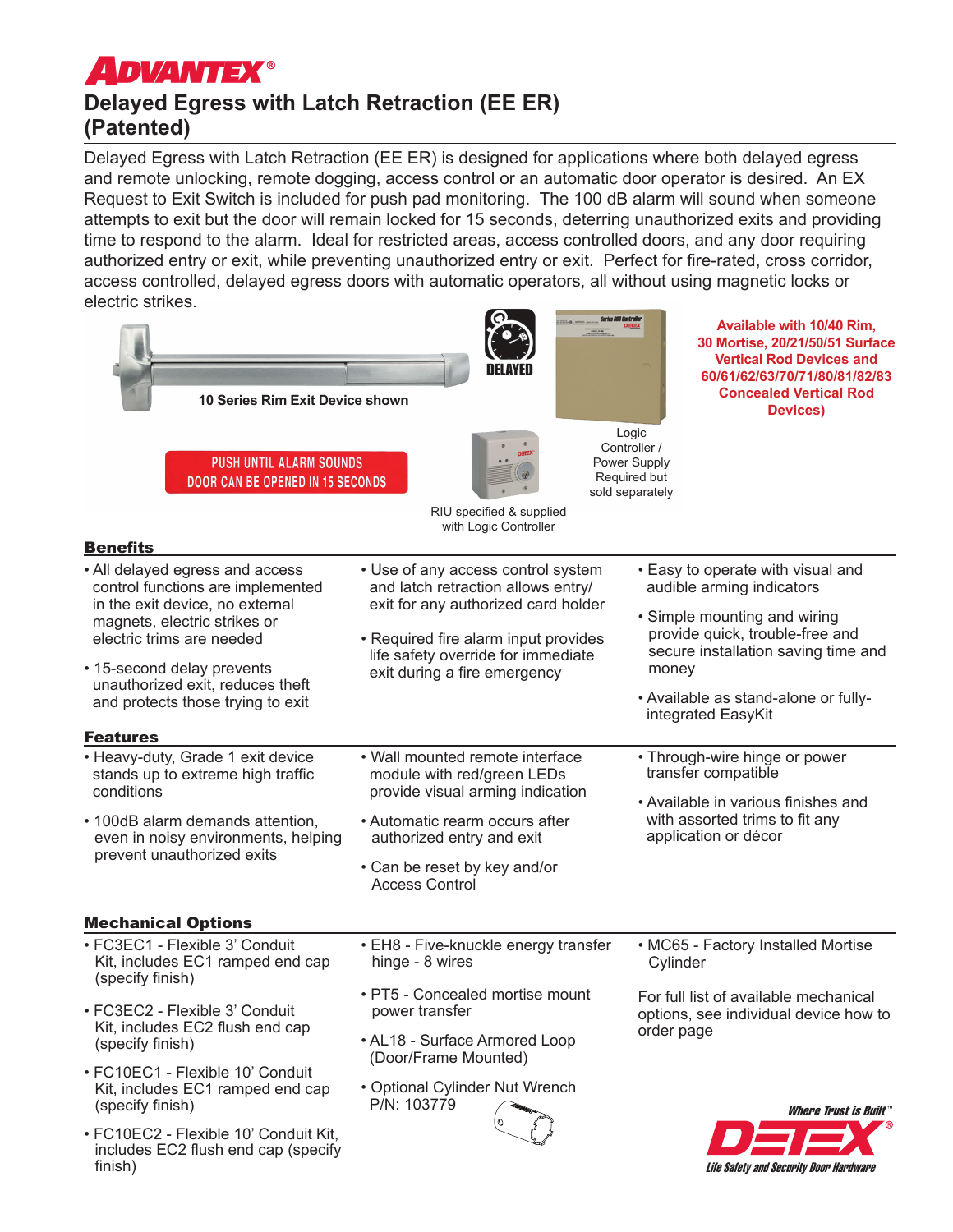# ADVANTEX®

## Delayed Egress with Latch Retraction (EE ER) (Patented)

Delayed Egress with Latch Retraction (EE ER) is designed for applications where both delayed egress and remote unlocking, remote dogging, access control or an automatic door operator is desired. An EX Request to Exit Switch is included for push pad monitoring. The 100 dB alarm will sound when someone attempts to exit but the door will remain locked for 15 seconds, deterring unauthorized exits and providing time to respond to the alarm. Ideal for restricted areas, access controlled doors, and any door requiring authorized entry or exit, while preventing unauthorized entry or exit. Perfect for fire-rated, cross corridor, access controlled, delayed egress doors with automatic operators, all without using magnetic locks or electric strikes.

10 Series Rim Exit Device shown

DELAYED

PUSH UNTIL ALARM SOUNDS
DOOR CAN BE OPENED IN 15 SECONDS

RIU specified & supplied with Logic Controller

Logic Controller / Power Supply Required but sold separately

**Available with 10/40 Rim, 30 Mortise, 20/21/50/51 Surface Vertical Rod Devices and 60/61/62/63/70/71/80/81/82/83 Concealed Vertical Rod Devices)**

### Benefits

- All delayed egress and access control functions are implemented in the exit device, no external magnets, electric strikes or electric trims are needed
- 15-second delay prevents unauthorized exit, reduces theft and protects those trying to exit
- Use of any access control system and latch retraction allows entry/exit for any authorized card holder
- Required fire alarm input provides life safety override for immediate exit during a fire emergency
- Easy to operate with visual and audible arming indicators
- Simple mounting and wiring provide quick, trouble-free and secure installation saving time and money
- Available as stand-alone or fully-integrated EasyKit

### Features

- Heavy-duty, Grade 1 exit device stands up to extreme high traffic conditions
- 100dB alarm demands attention, even in noisy environments, helping prevent unauthorized exits
- Wall mounted remote interface module with red/green LEDs provide visual arming indication
- Automatic rearm occurs after authorized entry and exit
- Can be reset by key and/or Access Control
- Through-wire hinge or power transfer compatible
- Available in various finishes and with assorted trims to fit any application or décor

### Mechanical Options

- FC3EC1 - Flexible 3' Conduit Kit, includes EC1 ramped end cap (specify finish)
- FC3EC2 - Flexible 3' Conduit Kit, includes EC2 flush end cap (specify finish)
- FC10EC1 - Flexible 10' Conduit Kit, includes EC1 ramped end cap (specify finish)
- FC10EC2 - Flexible 10' Conduit Kit, includes EC2 flush end cap (specify finish)
- EH8 - Five-knuckle energy transfer hinge - 8 wires
- PT5 - Concealed mortise mount power transfer
- AL18 - Surface Armored Loop (Door/Frame Mounted)
- Optional Cylinder Nut Wrench P/N: 103779
- MC65 - Factory Installed Mortise Cylinder

For full list of available mechanical options, see individual device how to order page

*Where Trust is Built™*
**DETEX®**
*Life Safety and Security Door Hardware*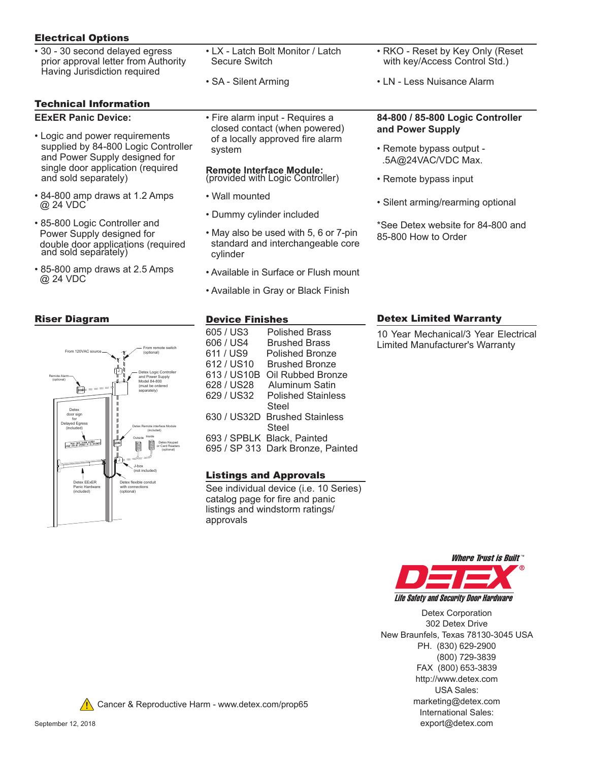## Electrical Options

- 30 - 30 second delayed egress prior approval letter from Authority Having Jurisdiction required
- LX - Latch Bolt Monitor / Latch Secure Switch
- SA - Silent Arming
- RKO - Reset by Key Only (Reset with key/Access Control Std.)
- LN - Less Nuisance Alarm

## Technical Information

**EExER Panic Device:**

- Logic and power requirements supplied by 84-800 Logic Controller and Power Supply designed for single door application (required and sold separately)
- 84-800 amp draws at 1.2 Amps @ 24 VDC
- 85-800 Logic Controller and Power Supply designed for double door applications (required and sold separately)
- 85-800 amp draws at 2.5 Amps @ 24 VDC
- Fire alarm input - Requires a closed contact (when powered) of a locally approved fire alarm system

**Remote Interface Module:**
(provided with Logic Controller)

- Wall mounted
- Dummy cylinder included
- May also be used with 5, 6 or 7-pin standard and interchangeable core cylinder
- Available in Surface or Flush mount
- Available in Gray or Black Finish

**84-800 / 85-800 Logic Controller and Power Supply**

- Remote bypass output - .5A@24VAC/VDC Max.
- Remote bypass input
- Silent arming/rearming optional

*See Detex website for 84-800 and 85-800 How to Order

## Riser Diagram

From 120VAC source
From remote switch (optional)
Remote Alarm (optional)
Detex Logic Controller and Power Supply Model 84-800 (must be ordered separately)
Detex door sign for Delayed Egress (included)
Detex Remote interface Module (included)
Outside
Inside
Detex Keypad or Card Readers (optional)
J-box (not included)
Detex EExER Panic Hardware (included)
Detex flexible conduit with connections (optional)

## Device Finishes

| | |
|---|---|
| 605 / US3 | Polished Brass |
| 606 / US4 | Brushed Brass |
| 611 / US9 | Polished Bronze |
| 612 / US10 | Brushed Bronze |
| 613 / US10B | Oil Rubbed Bronze |
| 628 / US28 | Aluminum Satin |
| 629 / US32 | Polished Stainless Steel |
| 630 / US32D | Brushed Stainless Steel |
| 693 / SPBLK | Black, Painted |
| 695 / SP 313 | Dark Bronze, Painted |

## Listings and Approvals

See individual device (i.e. 10 Series) catalog page for fire and panic listings and windstorm ratings/ approvals

## Detex Limited Warranty

10 Year Mechanical/3 Year Electrical Limited Manufacturer's Warranty

*Where Trust is Built™*
DETEX®
*Life Safety and Security Door Hardware*

Detex Corporation
302 Detex Drive
New Braunfels, Texas 78130-3045 USA
PH. (830) 629-2900
(800) 729-3839
FAX (800) 653-3839
http://www.detex.com
USA Sales:
marketing@detex.com
International Sales:
export@detex.com

⚠ Cancer & Reproductive Harm - www.detex.com/prop65

September 12, 2018